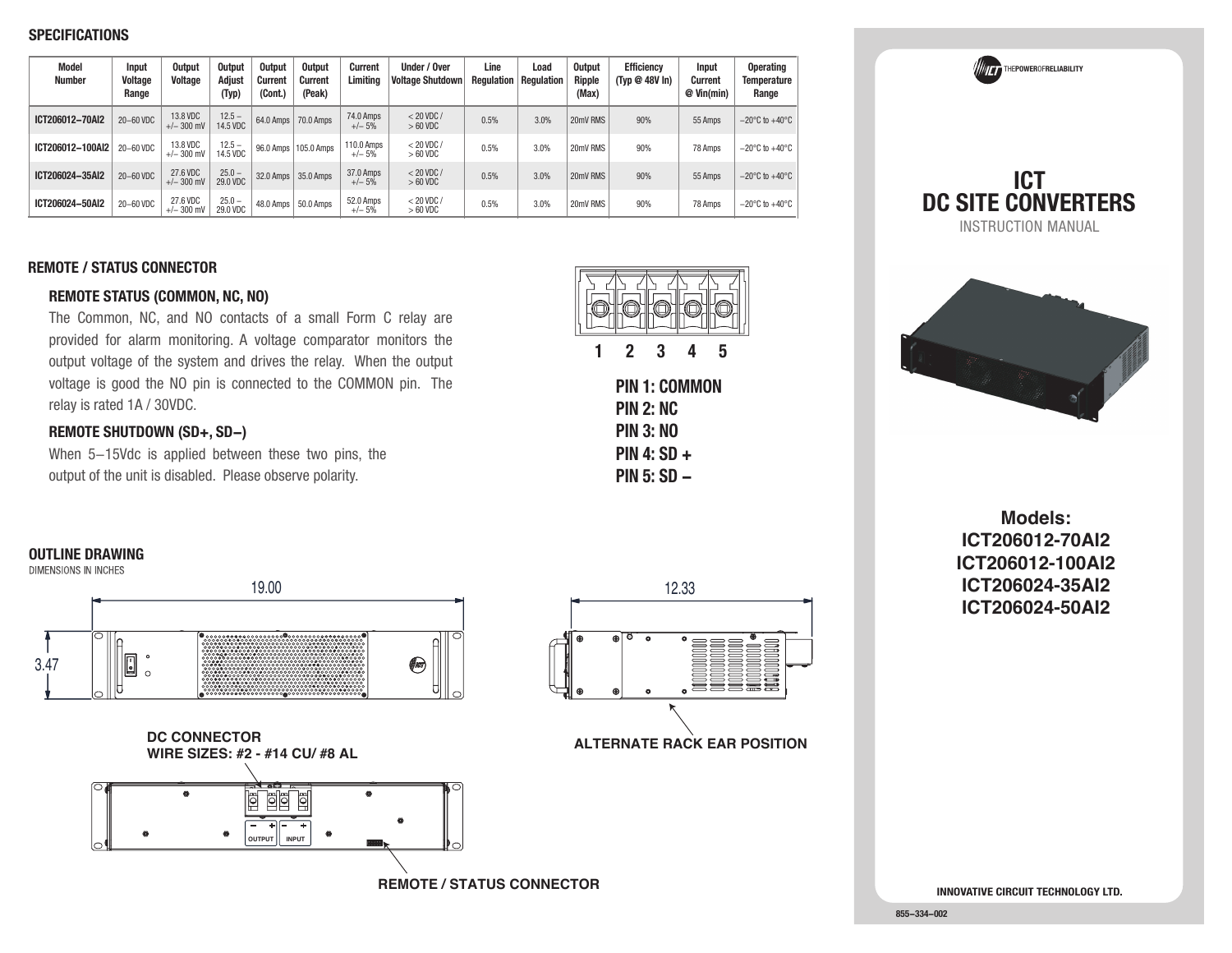## SPECIFICATIONS

| Model Number | Input Voltage Range | Output Voltage | Output Adjust (Typ) | Output Current (Cont.) | Output Current (Peak) | Current Limiting | Under / Over Voltage Shutdown | Line Regulation | Load Regulation | Output Ripple (Max) | Efficiency (Typ @ 48V In) | Input Current @ Vin(min) | Operating Temperature Range |
|---|---|---|---|---|---|---|---|---|---|---|---|---|---|
| ICT206012–70AI2 | 20–60 VDC | 13.8 VDC +/– 300 mV | 12.5 – 14.5 VDC | 64.0 Amps | 70.0 Amps | 74.0 Amps +/– 5% | < 20 VDC / > 60 VDC | 0.5% | 3.0% | 20mV RMS | 90% | 55 Amps | –20°C to +40°C |
| ICT206012–100AI2 | 20–60 VDC | 13.8 VDC +/– 300 mV | 12.5 – 14.5 VDC | 96.0 Amps | 105.0 Amps | 110.0 Amps +/– 5% | < 20 VDC / > 60 VDC | 0.5% | 3.0% | 20mV RMS | 90% | 78 Amps | –20°C to +40°C |
| ICT206024–35AI2 | 20–60 VDC | 27.6 VDC +/– 300 mV | 25.0 – 29.0 VDC | 32.0 Amps | 35.0 Amps | 37.0 Amps +/– 5% | < 20 VDC / > 60 VDC | 0.5% | 3.0% | 20mV RMS | 90% | 55 Amps | –20°C to +40°C |
| ICT206024–50AI2 | 20–60 VDC | 27.6 VDC +/– 300 mV | 25.0 – 29.0 VDC | 48.0 Amps | 50.0 Amps | 52.0 Amps +/– 5% | < 20 VDC / > 60 VDC | 0.5% | 3.0% | 20mV RMS | 90% | 78 Amps | –20°C to +40°C |

## REMOTE / STATUS CONNECTOR

### REMOTE STATUS (COMMON, NC, NO)

The Common, NC, and NO contacts of a small Form C relay are provided for alarm monitoring. A voltage comparator monitors the output voltage of the system and drives the relay. When the output voltage is good the NO pin is connected to the COMMON pin. The relay is rated 1A / 30VDC.

### REMOTE SHUTDOWN (SD+, SD–)

When 5–15Vdc is applied between these two pins, the output of the unit is disabled. Please observe polarity.

1 2 3 4 5

**PIN 1: COMMON**
**PIN 2: NC**
**PIN 3: NO**
**PIN 4: SD +**
**PIN 5: SD –**

## OUTLINE DRAWING

DIMENSIONS IN INCHES

19.00

3.47

12.33

ALTERNATE RACK EAR POSITION

DC CONNECTOR
WIRE SIZES: #2 - #14 CU/ #8 AL

OUTPUT INPUT

REMOTE / STATUS CONNECTOR

THEPOWEROFRELIABILITY

# ICT DC SITE CONVERTERS

INSTRUCTION MANUAL

**Models:**
**ICT206012-70AI2**
**ICT206012-100AI2**
**ICT206024-35AI2**
**ICT206024-50AI2**

INNOVATIVE CIRCUIT TECHNOLOGY LTD.

855–334–002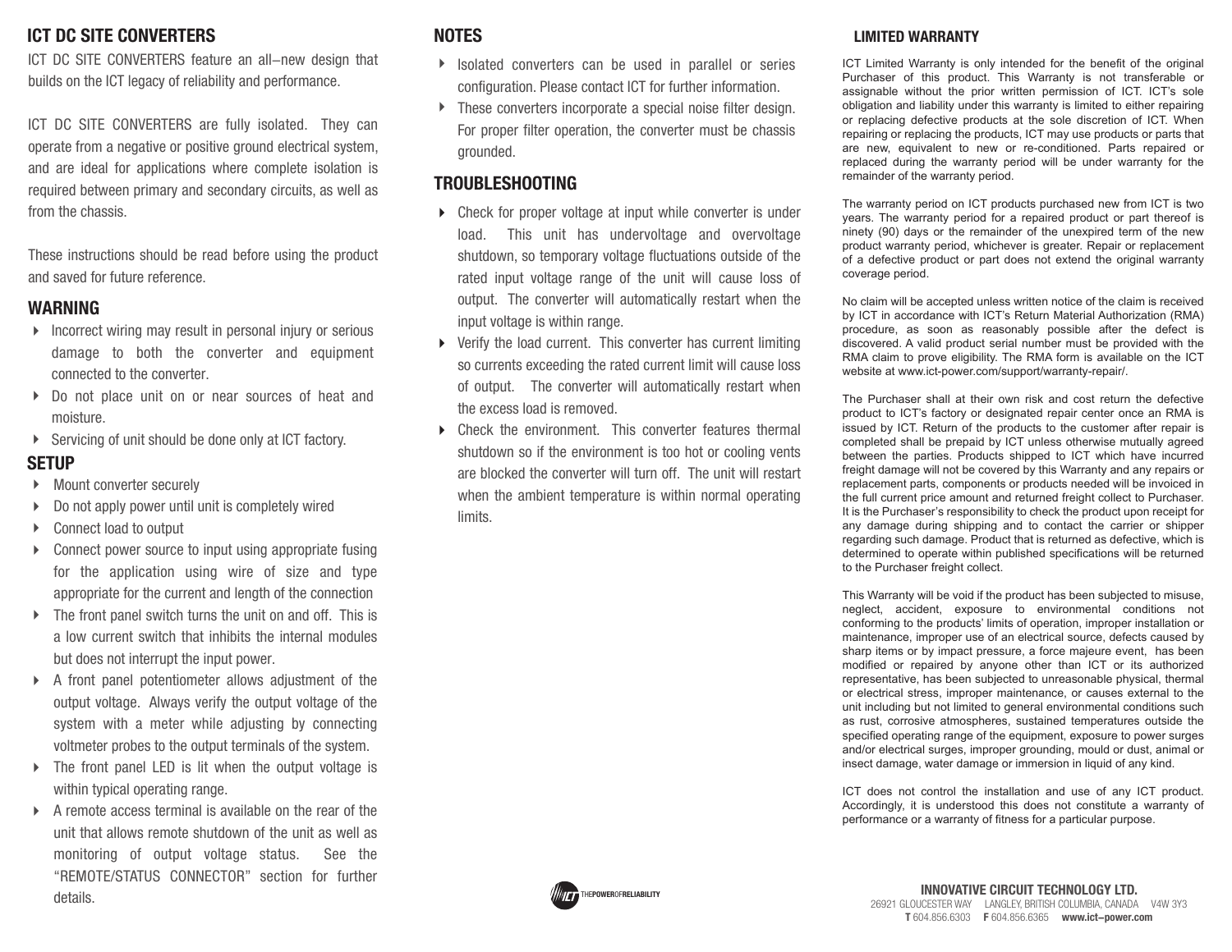## ICT DC SITE CONVERTERS

ICT DC SITE CONVERTERS feature an all–new design that builds on the ICT legacy of reliability and performance.

ICT DC SITE CONVERTERS are fully isolated. They can operate from a negative or positive ground electrical system, and are ideal for applications where complete isolation is required between primary and secondary circuits, as well as from the chassis.

These instructions should be read before using the product and saved for future reference.

## WARNING

- Incorrect wiring may result in personal injury or serious damage to both the converter and equipment connected to the converter.
- Do not place unit on or near sources of heat and moisture.
- Servicing of unit should be done only at ICT factory.

## SETUP

- Mount converter securely
- Do not apply power until unit is completely wired
- Connect load to output
- Connect power source to input using appropriate fusing for the application using wire of size and type appropriate for the current and length of the connection
- The front panel switch turns the unit on and off. This is a low current switch that inhibits the internal modules but does not interrupt the input power.
- A front panel potentiometer allows adjustment of the output voltage. Always verify the output voltage of the system with a meter while adjusting by connecting voltmeter probes to the output terminals of the system.
- The front panel LED is lit when the output voltage is within typical operating range.
- A remote access terminal is available on the rear of the unit that allows remote shutdown of the unit as well as monitoring of output voltage status. See the "REMOTE/STATUS CONNECTOR" section for further details.

## NOTES

- Isolated converters can be used in parallel or series configuration. Please contact ICT for further information.
- These converters incorporate a special noise filter design. For proper filter operation, the converter must be chassis grounded.

## TROUBLESHOOTING

- Check for proper voltage at input while converter is under load. This unit has undervoltage and overvoltage shutdown, so temporary voltage fluctuations outside of the rated input voltage range of the unit will cause loss of output. The converter will automatically restart when the input voltage is within range.
- Verify the load current. This converter has current limiting so currents exceeding the rated current limit will cause loss of output. The converter will automatically restart when the excess load is removed.
- Check the environment. This converter features thermal shutdown so if the environment is too hot or cooling vents are blocked the converter will turn off. The unit will restart when the ambient temperature is within normal operating limits.

THEPOWEROFRELIABILITY

## LIMITED WARRANTY

ICT Limited Warranty is only intended for the benefit of the original Purchaser of this product. This Warranty is not transferable or assignable without the prior written permission of ICT. ICT's sole obligation and liability under this warranty is limited to either repairing or replacing defective products at the sole discretion of ICT. When repairing or replacing the products, ICT may use products or parts that are new, equivalent to new or re-conditioned. Parts repaired or replaced during the warranty period will be under warranty for the remainder of the warranty period.

The warranty period on ICT products purchased new from ICT is two years. The warranty period for a repaired product or part thereof is ninety (90) days or the remainder of the unexpired term of the new product warranty period, whichever is greater. Repair or replacement of a defective product or part does not extend the original warranty coverage period.

No claim will be accepted unless written notice of the claim is received by ICT in accordance with ICT's Return Material Authorization (RMA) procedure, as soon as reasonably possible after the defect is discovered. A valid product serial number must be provided with the RMA claim to prove eligibility. The RMA form is available on the ICT website at www.ict-power.com/support/warranty-repair/.

The Purchaser shall at their own risk and cost return the defective product to ICT's factory or designated repair center once an RMA is issued by ICT. Return of the products to the customer after repair is completed shall be prepaid by ICT unless otherwise mutually agreed between the parties. Products shipped to ICT which have incurred freight damage will not be covered by this Warranty and any repairs or replacement parts, components or products needed will be invoiced in the full current price amount and returned freight collect to Purchaser. It is the Purchaser's responsibility to check the product upon receipt for any damage during shipping and to contact the carrier or shipper regarding such damage. Product that is returned as defective, which is determined to operate within published specifications will be returned to the Purchaser freight collect.

This Warranty will be void if the product has been subjected to misuse, neglect, accident, exposure to environmental conditions not conforming to the products' limits of operation, improper installation or maintenance, improper use of an electrical source, defects caused by sharp items or by impact pressure, a force majeure event, has been modified or repaired by anyone other than ICT or its authorized representative, has been subjected to unreasonable physical, thermal or electrical stress, improper maintenance, or causes external to the unit including but not limited to general environmental conditions such as rust, corrosive atmospheres, sustained temperatures outside the specified operating range of the equipment, exposure to power surges and/or electrical surges, improper grounding, mould or dust, animal or insect damage, water damage or immersion in liquid of any kind.

ICT does not control the installation and use of any ICT product. Accordingly, it is understood this does not constitute a warranty of performance or a warranty of fitness for a particular purpose.

**INNOVATIVE CIRCUIT TECHNOLOGY LTD.**
26921 GLOUCESTER WAY LANGLEY, BRITISH COLUMBIA, CANADA V4W 3Y3
**T** 604.856.6303 **F** 604.856.6365 **www.ict–power.com**